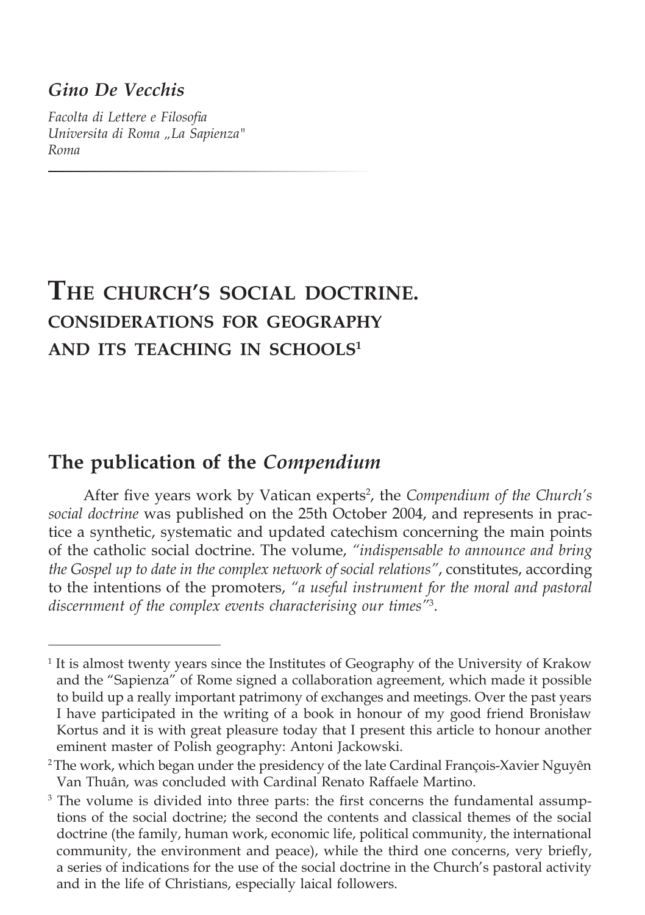*Gino De Vecchis*

*Facolta di Lettere e Filosofia*
*Universita di Roma „La Sapienza"*
*Roma*

# THE CHURCH'S SOCIAL DOCTRINE. CONSIDERATIONS FOR GEOGRAPHY AND ITS TEACHING IN SCHOOLS[1]

## The publication of the *Compendium*

After five years work by Vatican experts[2], the *Compendium of the Church's social doctrine* was published on the 25th October 2004, and represents in practice a synthetic, systematic and updated catechism concerning the main points of the catholic social doctrine. The volume, *"indispensable to announce and bring the Gospel up to date in the complex network of social relations"*, constitutes, according to the intentions of the promoters, *"a useful instrument for the moral and pastoral discernment of the complex events characterising our times"*[3].

---

[1] It is almost twenty years since the Institutes of Geography of the University of Krakow and the "Sapienza" of Rome signed a collaboration agreement, which made it possible to build up a really important patrimony of exchanges and meetings. Over the past years I have participated in the writing of a book in honour of my good friend Bronisław Kortus and it is with great pleasure today that I present this article to honour another eminent master of Polish geography: Antoni Jackowski.

[2] The work, which began under the presidency of the late Cardinal François-Xavier Nguyên Van Thuân, was concluded with Cardinal Renato Raffaele Martino.

[3] The volume is divided into three parts: the first concerns the fundamental assumptions of the social doctrine; the second the contents and classical themes of the social doctrine (the family, human work, economic life, political community, the international community, the environment and peace), while the third one concerns, very briefly, a series of indications for the use of the social doctrine in the Church's pastoral activity and in the life of Christians, especially laical followers.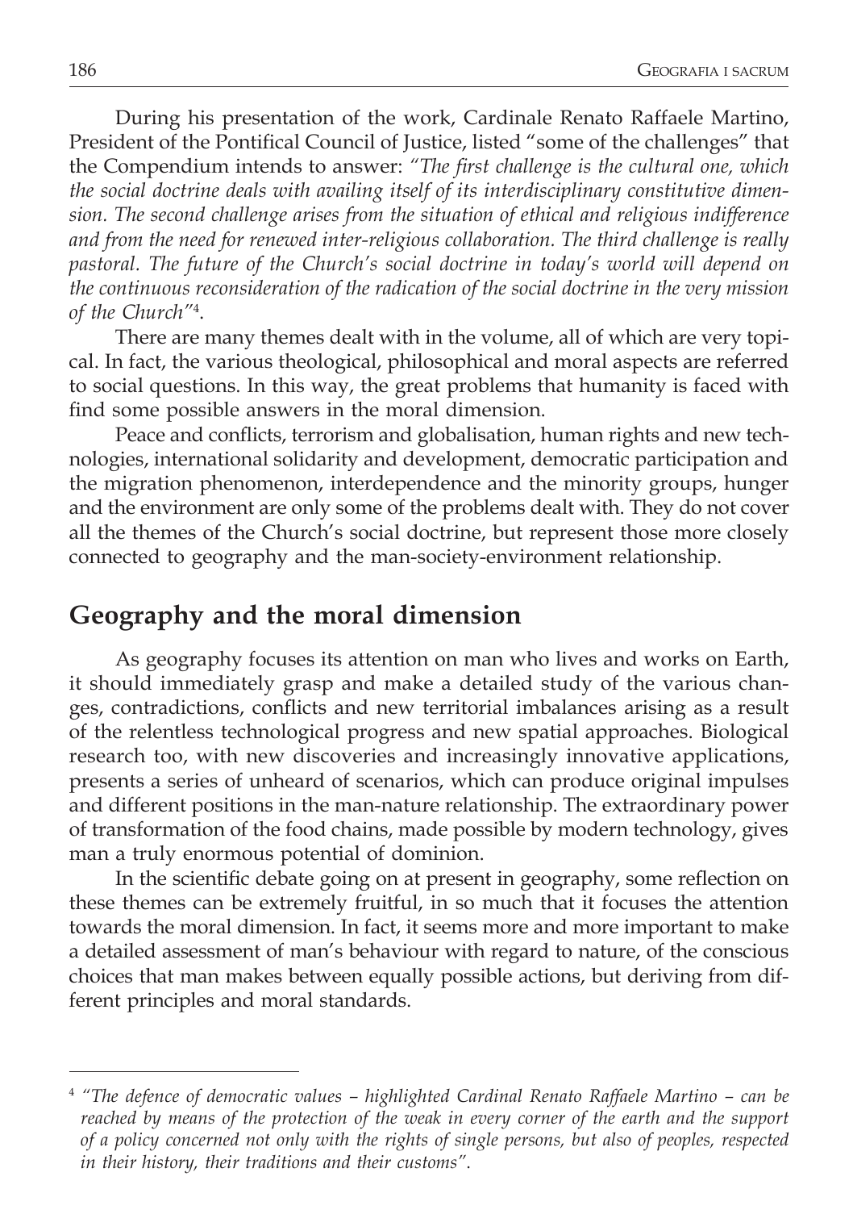During his presentation of the work, Cardinale Renato Raffaele Martino, President of the Pontifical Council of Justice, listed "some of the challenges" that the Compendium intends to answer: *"The first challenge is the cultural one, which the social doctrine deals with availing itself of its interdisciplinary constitutive dimension. The second challenge arises from the situation of ethical and religious indifference and from the need for renewed inter-religious collaboration. The third challenge is really pastoral. The future of the Church's social doctrine in today's world will depend on the continuous reconsideration of the radication of the social doctrine in the very mission of the Church"*[4].

There are many themes dealt with in the volume, all of which are very topical. In fact, the various theological, philosophical and moral aspects are referred to social questions. In this way, the great problems that humanity is faced with find some possible answers in the moral dimension.

Peace and conflicts, terrorism and globalisation, human rights and new technologies, international solidarity and development, democratic participation and the migration phenomenon, interdependence and the minority groups, hunger and the environment are only some of the problems dealt with. They do not cover all the themes of the Church's social doctrine, but represent those more closely connected to geography and the man-society-environment relationship.

## Geography and the moral dimension

As geography focuses its attention on man who lives and works on Earth, it should immediately grasp and make a detailed study of the various changes, contradictions, conflicts and new territorial imbalances arising as a result of the relentless technological progress and new spatial approaches. Biological research too, with new discoveries and increasingly innovative applications, presents a series of unheard of scenarios, which can produce original impulses and different positions in the man-nature relationship. The extraordinary power of transformation of the food chains, made possible by modern technology, gives man a truly enormous potential of dominion.

In the scientific debate going on at present in geography, some reflection on these themes can be extremely fruitful, in so much that it focuses the attention towards the moral dimension. In fact, it seems more and more important to make a detailed assessment of man's behaviour with regard to nature, of the conscious choices that man makes between equally possible actions, but deriving from different principles and moral standards.

---

[4] *"The defence of democratic values – highlighted Cardinal Renato Raffaele Martino – can be reached by means of the protection of the weak in every corner of the earth and the support of a policy concerned not only with the rights of single persons, but also of peoples, respected in their history, their traditions and their customs".*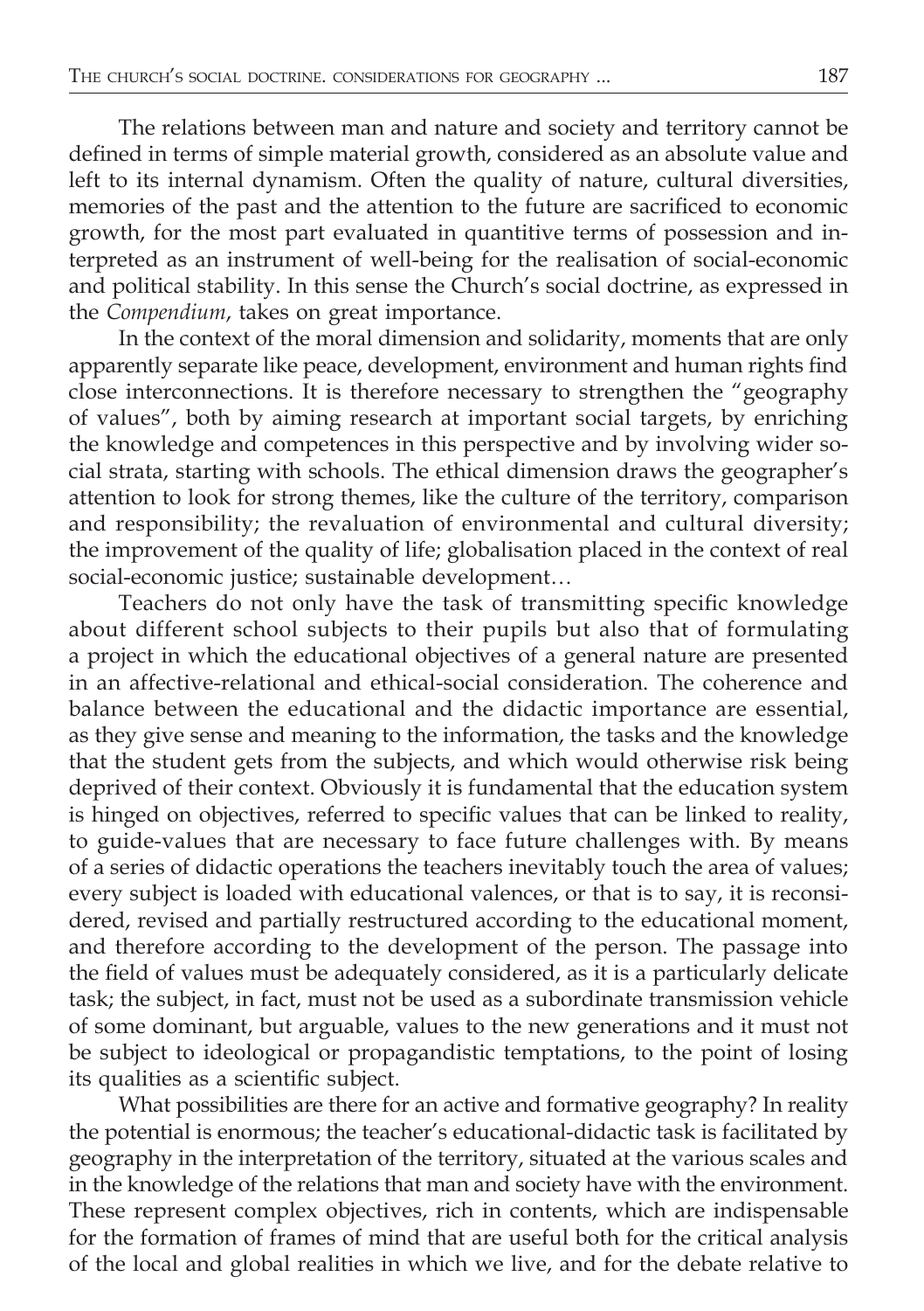The relations between man and nature and society and territory cannot be defined in terms of simple material growth, considered as an absolute value and left to its internal dynamism. Often the quality of nature, cultural diversities, memories of the past and the attention to the future are sacrificed to economic growth, for the most part evaluated in quantitive terms of possession and interpreted as an instrument of well-being for the realisation of social-economic and political stability. In this sense the Church's social doctrine, as expressed in the *Compendium*, takes on great importance.

In the context of the moral dimension and solidarity, moments that are only apparently separate like peace, development, environment and human rights find close interconnections. It is therefore necessary to strengthen the "geography of values", both by aiming research at important social targets, by enriching the knowledge and competences in this perspective and by involving wider social strata, starting with schools. The ethical dimension draws the geographer's attention to look for strong themes, like the culture of the territory, comparison and responsibility; the revaluation of environmental and cultural diversity; the improvement of the quality of life; globalisation placed in the context of real social-economic justice; sustainable development…

Teachers do not only have the task of transmitting specific knowledge about different school subjects to their pupils but also that of formulating a project in which the educational objectives of a general nature are presented in an affective-relational and ethical-social consideration. The coherence and balance between the educational and the didactic importance are essential, as they give sense and meaning to the information, the tasks and the knowledge that the student gets from the subjects, and which would otherwise risk being deprived of their context. Obviously it is fundamental that the education system is hinged on objectives, referred to specific values that can be linked to reality, to guide-values that are necessary to face future challenges with. By means of a series of didactic operations the teachers inevitably touch the area of values; every subject is loaded with educational valences, or that is to say, it is reconsidered, revised and partially restructured according to the educational moment, and therefore according to the development of the person. The passage into the field of values must be adequately considered, as it is a particularly delicate task; the subject, in fact, must not be used as a subordinate transmission vehicle of some dominant, but arguable, values to the new generations and it must not be subject to ideological or propagandistic temptations, to the point of losing its qualities as a scientific subject.

What possibilities are there for an active and formative geography? In reality the potential is enormous; the teacher's educational-didactic task is facilitated by geography in the interpretation of the territory, situated at the various scales and in the knowledge of the relations that man and society have with the environment. These represent complex objectives, rich in contents, which are indispensable for the formation of frames of mind that are useful both for the critical analysis of the local and global realities in which we live, and for the debate relative to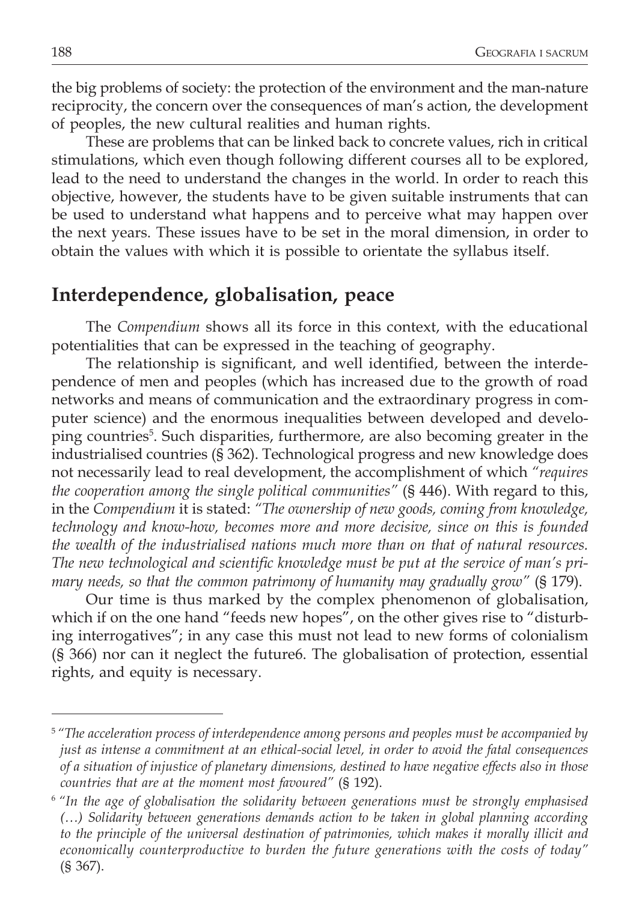the big problems of society: the protection of the environment and the man-nature reciprocity, the concern over the consequences of man's action, the development of peoples, the new cultural realities and human rights.

These are problems that can be linked back to concrete values, rich in critical stimulations, which even though following different courses all to be explored, lead to the need to understand the changes in the world. In order to reach this objective, however, the students have to be given suitable instruments that can be used to understand what happens and to perceive what may happen over the next years. These issues have to be set in the moral dimension, in order to obtain the values with which it is possible to orientate the syllabus itself.

## Interdependence, globalisation, peace

The *Compendium* shows all its force in this context, with the educational potentialities that can be expressed in the teaching of geography.

The relationship is significant, and well identified, between the interdependence of men and peoples (which has increased due to the growth of road networks and means of communication and the extraordinary progress in computer science) and the enormous inequalities between developed and developing countries[5]. Such disparities, furthermore, are also becoming greater in the industrialised countries (§ 362). Technological progress and new knowledge does not necessarily lead to real development, the accomplishment of which *"requires the cooperation among the single political communities"* (§ 446). With regard to this, in the *Compendium* it is stated: *"The ownership of new goods, coming from knowledge, technology and know-how, becomes more and more decisive, since on this is founded the wealth of the industrialised nations much more than on that of natural resources. The new technological and scientific knowledge must be put at the service of man's primary needs, so that the common patrimony of humanity may gradually grow"* (§ 179).

Our time is thus marked by the complex phenomenon of globalisation, which if on the one hand "feeds new hopes", on the other gives rise to "disturbing interrogatives"; in any case this must not lead to new forms of colonialism (§ 366) nor can it neglect the future6. The globalisation of protection, essential rights, and equity is necessary.

---

[5] *"The acceleration process of interdependence among persons and peoples must be accompanied by just as intense a commitment at an ethical-social level, in order to avoid the fatal consequences of a situation of injustice of planetary dimensions, destined to have negative effects also in those countries that are at the moment most favoured"* (§ 192).

[6] *"In the age of globalisation the solidarity between generations must be strongly emphasised (…) Solidarity between generations demands action to be taken in global planning according to the principle of the universal destination of patrimonies, which makes it morally illicit and economically counterproductive to burden the future generations with the costs of today"* (§ 367).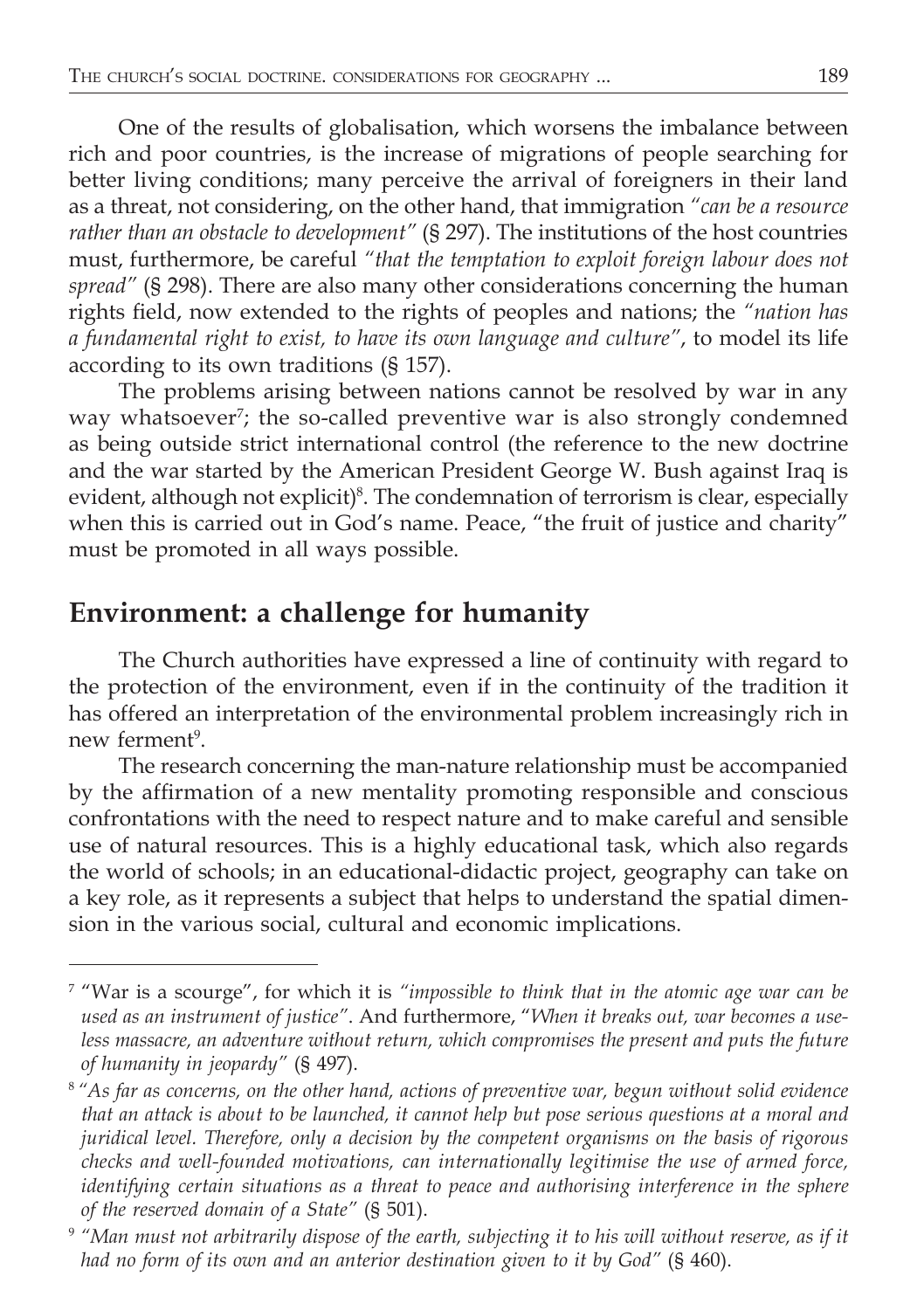One of the results of globalisation, which worsens the imbalance between rich and poor countries, is the increase of migrations of people searching for better living conditions; many perceive the arrival of foreigners in their land as a threat, not considering, on the other hand, that immigration *"can be a resource rather than an obstacle to development"* (§ 297). The institutions of the host countries must, furthermore, be careful *"that the temptation to exploit foreign labour does not spread"* (§ 298). There are also many other considerations concerning the human rights field, now extended to the rights of peoples and nations; the *"nation has a fundamental right to exist, to have its own language and culture"*, to model its life according to its own traditions (§ 157).

The problems arising between nations cannot be resolved by war in any way whatsoever[7]; the so-called preventive war is also strongly condemned as being outside strict international control (the reference to the new doctrine and the war started by the American President George W. Bush against Iraq is evident, although not explicit)[8]. The condemnation of terrorism is clear, especially when this is carried out in God's name. Peace, "the fruit of justice and charity" must be promoted in all ways possible.

## Environment: a challenge for humanity

The Church authorities have expressed a line of continuity with regard to the protection of the environment, even if in the continuity of the tradition it has offered an interpretation of the environmental problem increasingly rich in new ferment[9].

The research concerning the man-nature relationship must be accompanied by the affirmation of a new mentality promoting responsible and conscious confrontations with the need to respect nature and to make careful and sensible use of natural resources. This is a highly educational task, which also regards the world of schools; in an educational-didactic project, geography can take on a key role, as it represents a subject that helps to understand the spatial dimension in the various social, cultural and economic implications.

---

[7] "War is a scourge", for which it is *"impossible to think that in the atomic age war can be used as an instrument of justice"*. And furthermore, "*When it breaks out, war becomes a useless massacre, an adventure without return, which compromises the present and puts the future of humanity in jeopardy"* (§ 497).

[8] "*As far as concerns, on the other hand, actions of preventive war, begun without solid evidence that an attack is about to be launched, it cannot help but pose serious questions at a moral and juridical level. Therefore, only a decision by the competent organisms on the basis of rigorous checks and well-founded motivations, can internationally legitimise the use of armed force, identifying certain situations as a threat to peace and authorising interference in the sphere of the reserved domain of a State"* (§ 501).

[9] *"Man must not arbitrarily dispose of the earth, subjecting it to his will without reserve, as if it had no form of its own and an anterior destination given to it by God"* (§ 460).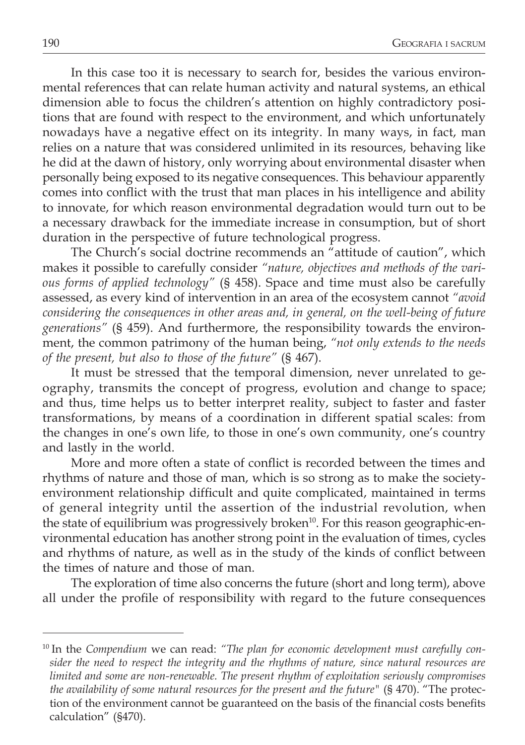In this case too it is necessary to search for, besides the various environmental references that can relate human activity and natural systems, an ethical dimension able to focus the children's attention on highly contradictory positions that are found with respect to the environment, and which unfortunately nowadays have a negative effect on its integrity. In many ways, in fact, man relies on a nature that was considered unlimited in its resources, behaving like he did at the dawn of history, only worrying about environmental disaster when personally being exposed to its negative consequences. This behaviour apparently comes into conflict with the trust that man places in his intelligence and ability to innovate, for which reason environmental degradation would turn out to be a necessary drawback for the immediate increase in consumption, but of short duration in the perspective of future technological progress.

The Church's social doctrine recommends an "attitude of caution", which makes it possible to carefully consider *"nature, objectives and methods of the various forms of applied technology"* (§ 458). Space and time must also be carefully assessed, as every kind of intervention in an area of the ecosystem cannot *"avoid considering the consequences in other areas and, in general, on the well-being of future generations"* (§ 459). And furthermore, the responsibility towards the environment, the common patrimony of the human being, *"not only extends to the needs of the present, but also to those of the future"* (§ 467).

It must be stressed that the temporal dimension, never unrelated to geography, transmits the concept of progress, evolution and change to space; and thus, time helps us to better interpret reality, subject to faster and faster transformations, by means of a coordination in different spatial scales: from the changes in one's own life, to those in one's own community, one's country and lastly in the world.

More and more often a state of conflict is recorded between the times and rhythms of nature and those of man, which is so strong as to make the society-environment relationship difficult and quite complicated, maintained in terms of general integrity until the assertion of the industrial revolution, when the state of equilibrium was progressively broken[10]. For this reason geographic-environmental education has another strong point in the evaluation of times, cycles and rhythms of nature, as well as in the study of the kinds of conflict between the times of nature and those of man.

The exploration of time also concerns the future (short and long term), above all under the profile of responsibility with regard to the future consequences

---

[10] In the *Compendium* we can read: *"The plan for economic development must carefully consider the need to respect the integrity and the rhythms of nature, since natural resources are limited and some are non-renewable. The present rhythm of exploitation seriously compromises the availability of some natural resources for the present and the future"* (§ 470). "The protection of the environment cannot be guaranteed on the basis of the financial costs benefits calculation" (§470).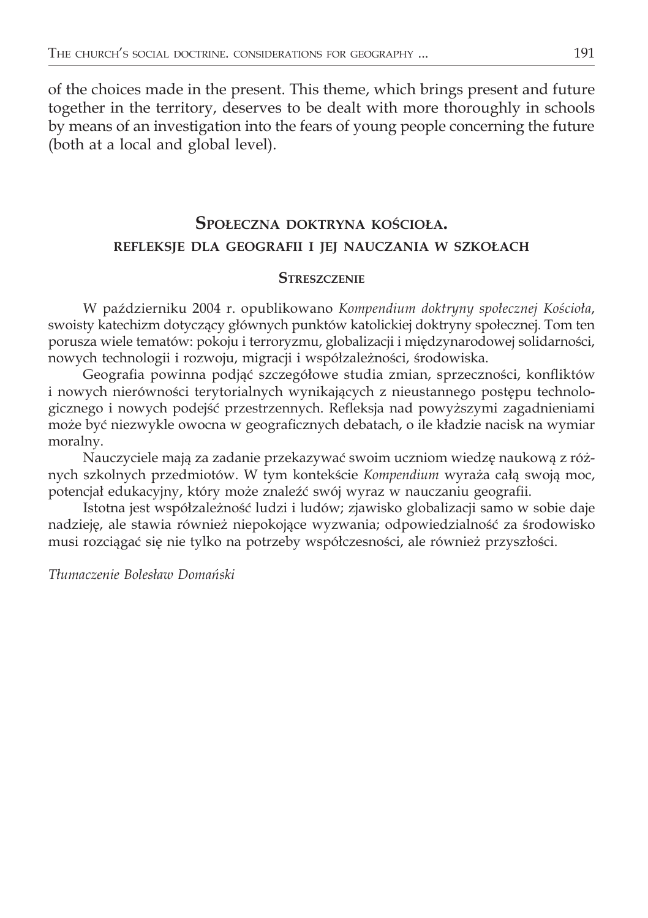of the choices made in the present. This theme, which brings present and future together in the territory, deserves to be dealt with more thoroughly in schools by means of an investigation into the fears of young people concerning the future (both at a local and global level).

## Społeczna doktryna kościoła. refleksje dla geografii i jej nauczania w szkołach

### Streszczenie

W październiku 2004 r. opublikowano *Kompendium doktryny społecznej Kościoła*, swoisty katechizm dotyczący głównych punktów katolickiej doktryny społecznej. Tom ten porusza wiele tematów: pokoju i terroryzmu, globalizacji i międzynarodowej solidarności, nowych technologii i rozwoju, migracji i współzależności, środowiska.

Geografia powinna podjąć szczegółowe studia zmian, sprzeczności, konfliktów i nowych nierówności terytorialnych wynikających z nieustannego postępu technologicznego i nowych podejść przestrzennych. Refleksja nad powyższymi zagadnieniami może być niezwykle owocna w geograficznych debatach, o ile kładzie nacisk na wymiar moralny.

Nauczyciele mają za zadanie przekazywać swoim uczniom wiedzę naukową z różnych szkolnych przedmiotów. W tym kontekście *Kompendium* wyraża całą swoją moc, potencjał edukacyjny, który może znaleźć swój wyraz w nauczaniu geografii.

Istotna jest współzależność ludzi i ludów; zjawisko globalizacji samo w sobie daje nadzieję, ale stawia również niepokojące wyzwania; odpowiedzialność za środowisko musi rozciągać się nie tylko na potrzeby współczesności, ale również przyszłości.

*Tłumaczenie Bolesław Domański*